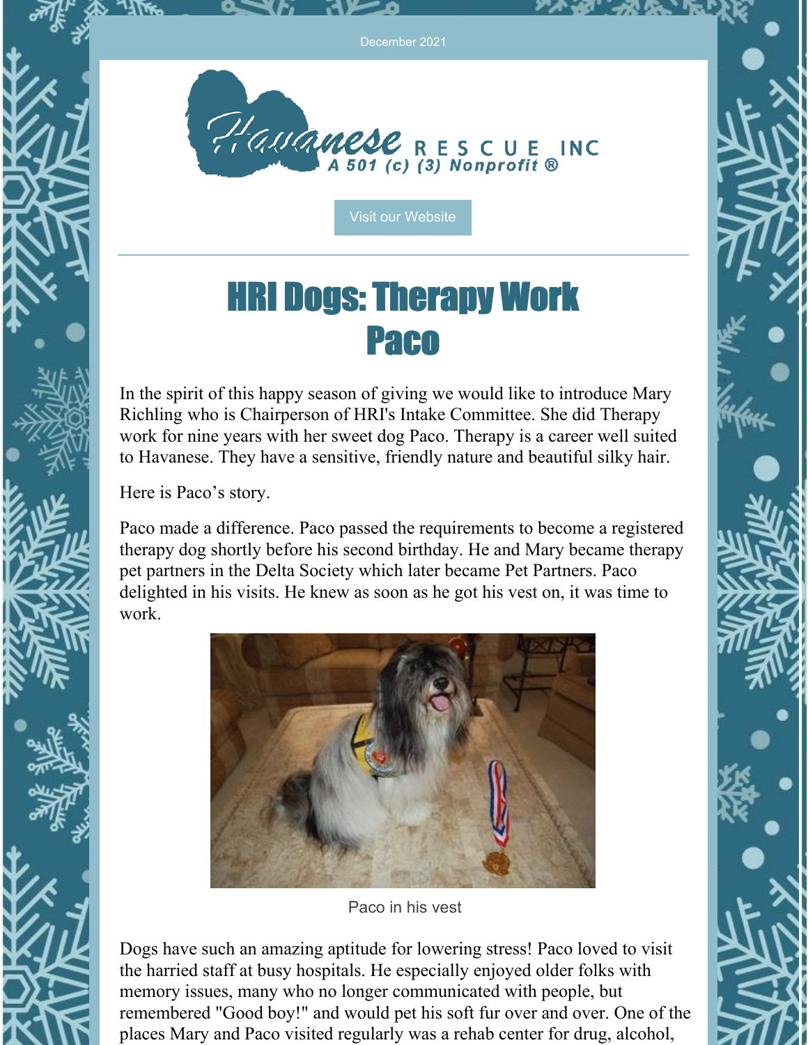December 2021

Havanese RESCUE INC
A 501 (c) (3) Nonprofit ®

Visit our Website

# HRI Dogs: Therapy Work
# Paco

In the spirit of this happy season of giving we would like to introduce Mary Richling who is Chairperson of HRI's Intake Committee. She did Therapy work for nine years with her sweet dog Paco. Therapy is a career well suited to Havanese. They have a sensitive, friendly nature and beautiful silky hair.

Here is Paco's story.

Paco made a difference. Paco passed the requirements to become a registered therapy dog shortly before his second birthday. He and Mary became therapy pet partners in the Delta Society which later became Pet Partners. Paco delighted in his visits. He knew as soon as he got his vest on, it was time to work.

Paco in his vest

Dogs have such an amazing aptitude for lowering stress! Paco loved to visit the harried staff at busy hospitals. He especially enjoyed older folks with memory issues, many who no longer communicated with people, but remembered "Good boy!" and would pet his soft fur over and over. One of the places Mary and Paco visited regularly was a rehab center for drug, alcohol,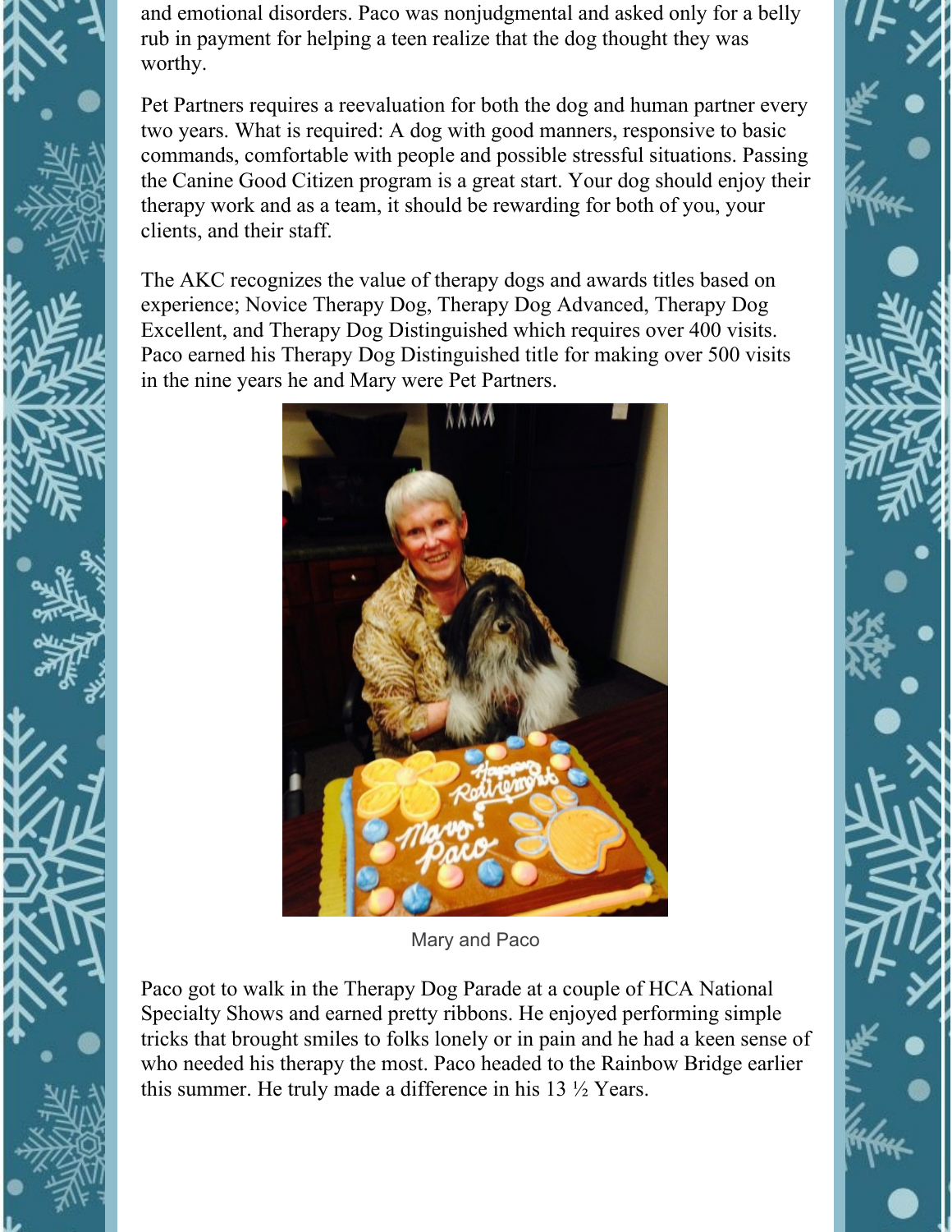and emotional disorders. Paco was nonjudgmental and asked only for a belly rub in payment for helping a teen realize that the dog thought they was worthy.

Pet Partners requires a reevaluation for both the dog and human partner every two years. What is required: A dog with good manners, responsive to basic commands, comfortable with people and possible stressful situations. Passing the Canine Good Citizen program is a great start. Your dog should enjoy their therapy work and as a team, it should be rewarding for both of you, your clients, and their staff.

The AKC recognizes the value of therapy dogs and awards titles based on experience; Novice Therapy Dog, Therapy Dog Advanced, Therapy Dog Excellent, and Therapy Dog Distinguished which requires over 400 visits. Paco earned his Therapy Dog Distinguished title for making over 500 visits in the nine years he and Mary were Pet Partners.

Mary and Paco

Paco got to walk in the Therapy Dog Parade at a couple of HCA National Specialty Shows and earned pretty ribbons. He enjoyed performing simple tricks that brought smiles to folks lonely or in pain and he had a keen sense of who needed his therapy the most. Paco headed to the Rainbow Bridge earlier this summer. He truly made a difference in his 13 ½ Years.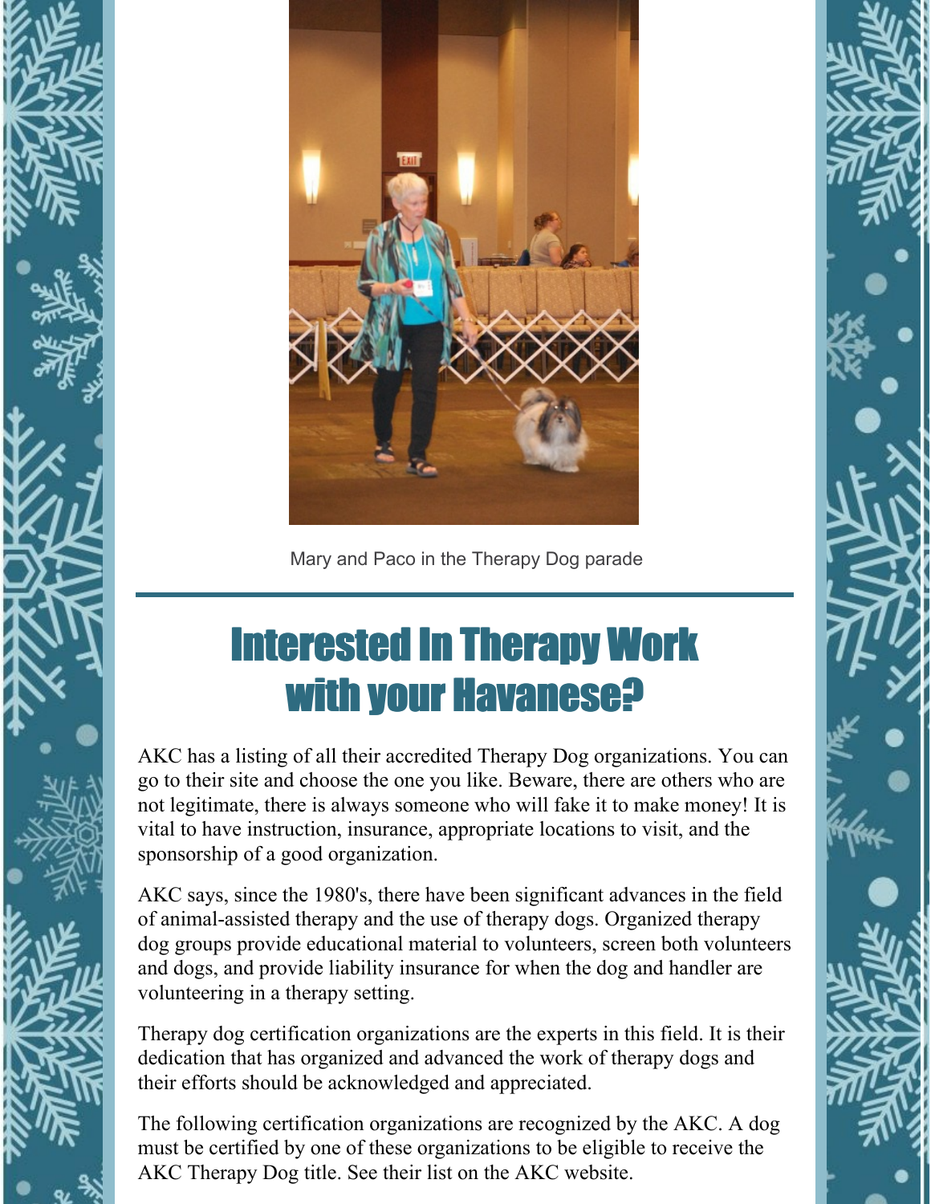Mary and Paco in the Therapy Dog parade

# Interested In Therapy Work with your Havanese?

AKC has a listing of all their accredited Therapy Dog organizations. You can go to their site and choose the one you like. Beware, there are others who are not legitimate, there is always someone who will fake it to make money! It is vital to have instruction, insurance, appropriate locations to visit, and the sponsorship of a good organization.

AKC says, since the 1980's, there have been significant advances in the field of animal-assisted therapy and the use of therapy dogs. Organized therapy dog groups provide educational material to volunteers, screen both volunteers and dogs, and provide liability insurance for when the dog and handler are volunteering in a therapy setting.

Therapy dog certification organizations are the experts in this field. It is their dedication that has organized and advanced the work of therapy dogs and their efforts should be acknowledged and appreciated.

The following certification organizations are recognized by the AKC. A dog must be certified by one of these organizations to be eligible to receive the AKC Therapy Dog title. See their list on the AKC website.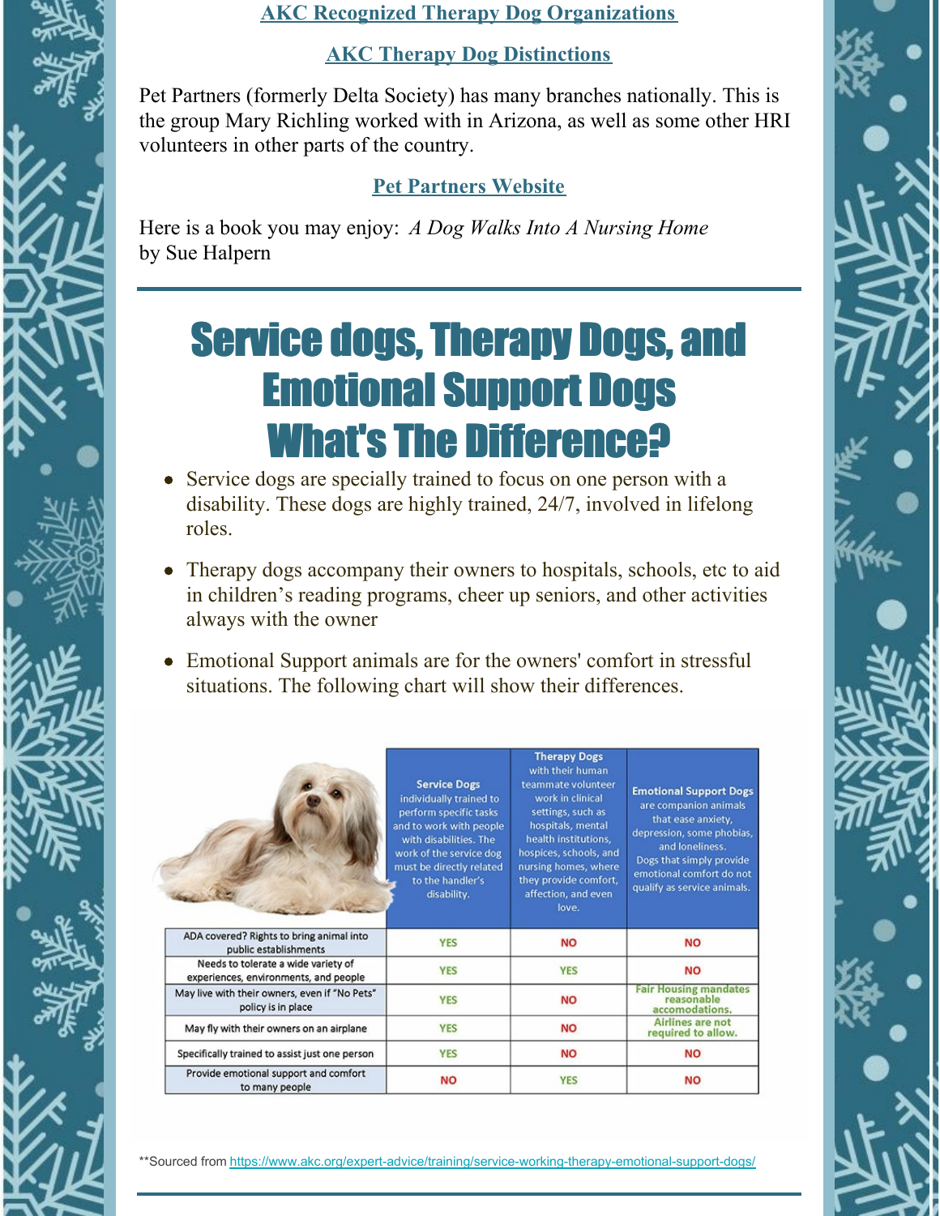**AKC Recognized Therapy Dog Organizations**

**AKC Therapy Dog Distinctions**

Pet Partners (formerly Delta Society) has many branches nationally. This is the group Mary Richling worked with in Arizona, as well as some other HRI volunteers in other parts of the country.

**Pet Partners Website**

Here is a book you may enjoy: *A Dog Walks Into A Nursing Home* by Sue Halpern

# Service dogs, Therapy Dogs, and Emotional Support Dogs What's The Difference?

- Service dogs are specially trained to focus on one person with a disability. These dogs are highly trained, 24/7, involved in lifelong roles.
- Therapy dogs accompany their owners to hospitals, schools, etc to aid in children's reading programs, cheer up seniors, and other activities always with the owner
- Emotional Support animals are for the owners' comfort in stressful situations. The following chart will show their differences.

| | **Service Dogs** individually trained to perform specific tasks and to work with people with disabilities. The work of the service dog must be directly related to the handler's disability. | **Therapy Dogs** with their human teammate volunteer work in clinical settings, such as hospitals, mental health institutions, hospices, schools, and nursing homes, where they provide comfort, affection, and even love. | **Emotional Support Dogs** are companion animals that ease anxiety, depression, some phobias, and loneliness. Dogs that simply provide emotional comfort do not qualify as service animals. |
|---|---|---|---|
| ADA covered? Rights to bring animal into public establishments | YES | NO | NO |
| Needs to tolerate a wide variety of experiences, environments, and people | YES | YES | NO |
| May live with their owners, even if "No Pets" policy is in place | YES | NO | Fair Housing mandates reasonable accomodations. |
| May fly with their owners on an airplane | YES | NO | Airlines are not required to allow. |
| Specifically trained to assist just one person | YES | NO | NO |
| Provide emotional support and comfort to many people | NO | YES | NO |

**Sourced from https://www.akc.org/expert-advice/training/service-working-therapy-emotional-support-dogs/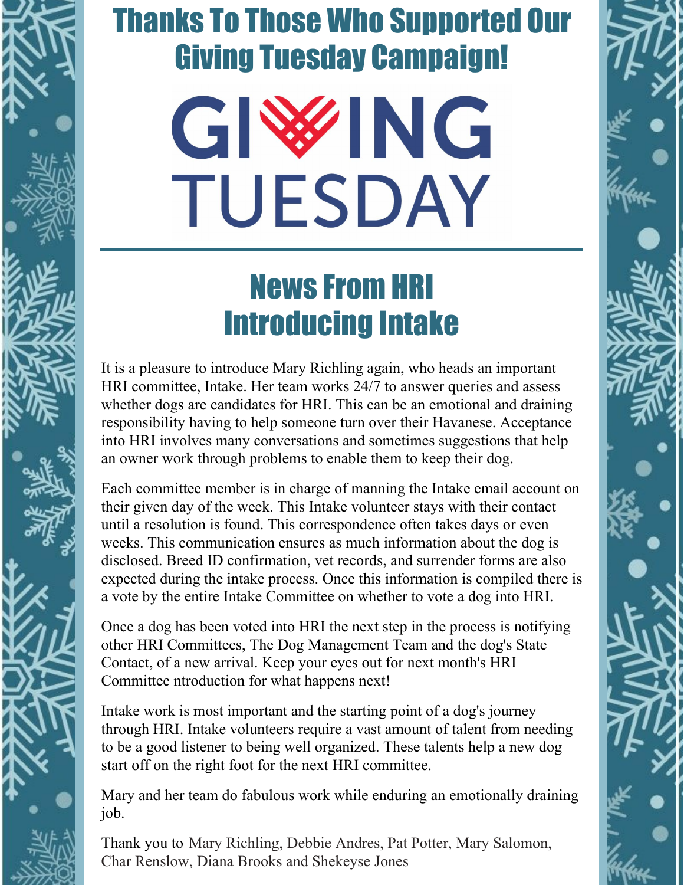# Thanks To Those Who Supported Our Giving Tuesday Campaign!

GIVING TUESDAY

## News From HRI Introducing Intake

It is a pleasure to introduce Mary Richling again, who heads an important HRI committee, Intake. Her team works 24/7 to answer queries and assess whether dogs are candidates for HRI. This can be an emotional and draining responsibility having to help someone turn over their Havanese. Acceptance into HRI involves many conversations and sometimes suggestions that help an owner work through problems to enable them to keep their dog.

Each committee member is in charge of manning the Intake email account on their given day of the week. This Intake volunteer stays with their contact until a resolution is found. This correspondence often takes days or even weeks. This communication ensures as much information about the dog is disclosed. Breed ID confirmation, vet records, and surrender forms are also expected during the intake process. Once this information is compiled there is a vote by the entire Intake Committee on whether to vote a dog into HRI.

Once a dog has been voted into HRI the next step in the process is notifying other HRI Committees, The Dog Management Team and the dog's State Contact, of a new arrival. Keep your eyes out for next month's HRI Committee ntroduction for what happens next!

Intake work is most important and the starting point of a dog's journey through HRI. Intake volunteers require a vast amount of talent from needing to be a good listener to being well organized. These talents help a new dog start off on the right foot for the next HRI committee.

Mary and her team do fabulous work while enduring an emotionally draining job.

Thank you to Mary Richling, Debbie Andres, Pat Potter, Mary Salomon, Char Renslow, Diana Brooks and Shekeyse Jones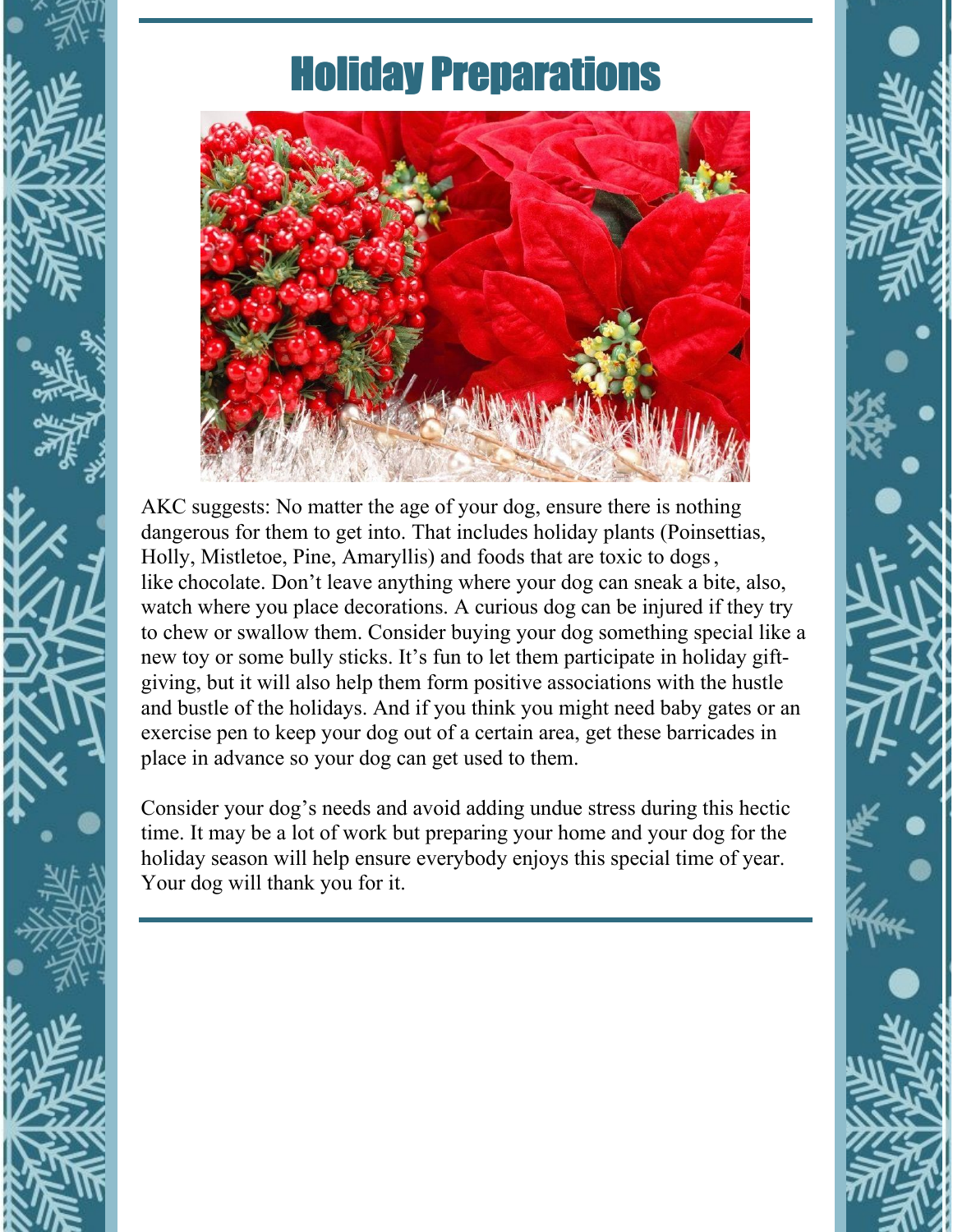# Holiday Preparations

AKC suggests: No matter the age of your dog, ensure there is nothing dangerous for them to get into. That includes holiday plants (Poinsettias, Holly, Mistletoe, Pine, Amaryllis) and foods that are toxic to dogs, like chocolate. Don't leave anything where your dog can sneak a bite, also, watch where you place decorations. A curious dog can be injured if they try to chew or swallow them. Consider buying your dog something special like a new toy or some bully sticks. It's fun to let them participate in holiday gift-giving, but it will also help them form positive associations with the hustle and bustle of the holidays. And if you think you might need baby gates or an exercise pen to keep your dog out of a certain area, get these barricades in place in advance so your dog can get used to them.

Consider your dog's needs and avoid adding undue stress during this hectic time. It may be a lot of work but preparing your home and your dog for the holiday season will help ensure everybody enjoys this special time of year. Your dog will thank you for it.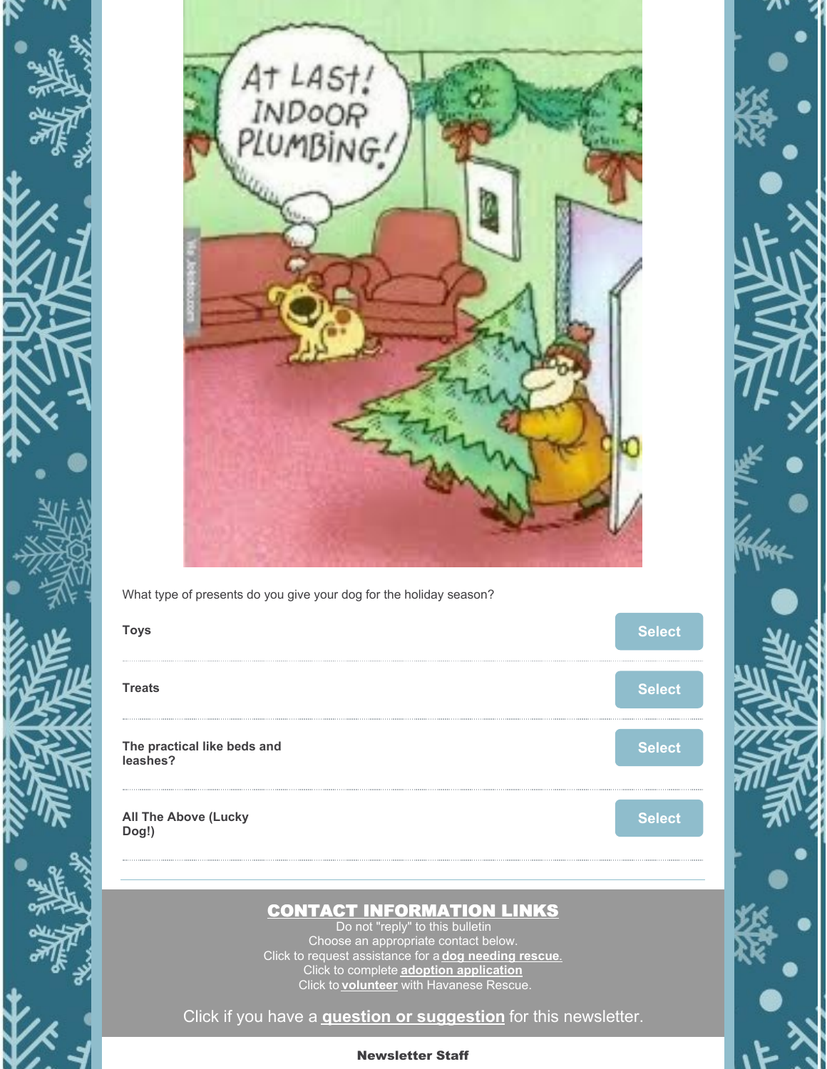What type of presents do you give your dog for the holiday season?

**Toys** Select

**Treats** Select

**The practical like beds and leashes?** Select

**All The Above (Lucky Dog!)** Select

## CONTACT INFORMATION LINKS

Do not "reply" to this bulletin
Choose an appropriate contact below.
Click to request assistance for a **dog needing rescue**.
Click to complete **adoption application**
Click to **volunteer** with Havanese Rescue.

Click if you have a **question or suggestion** for this newsletter.

**Newsletter Staff**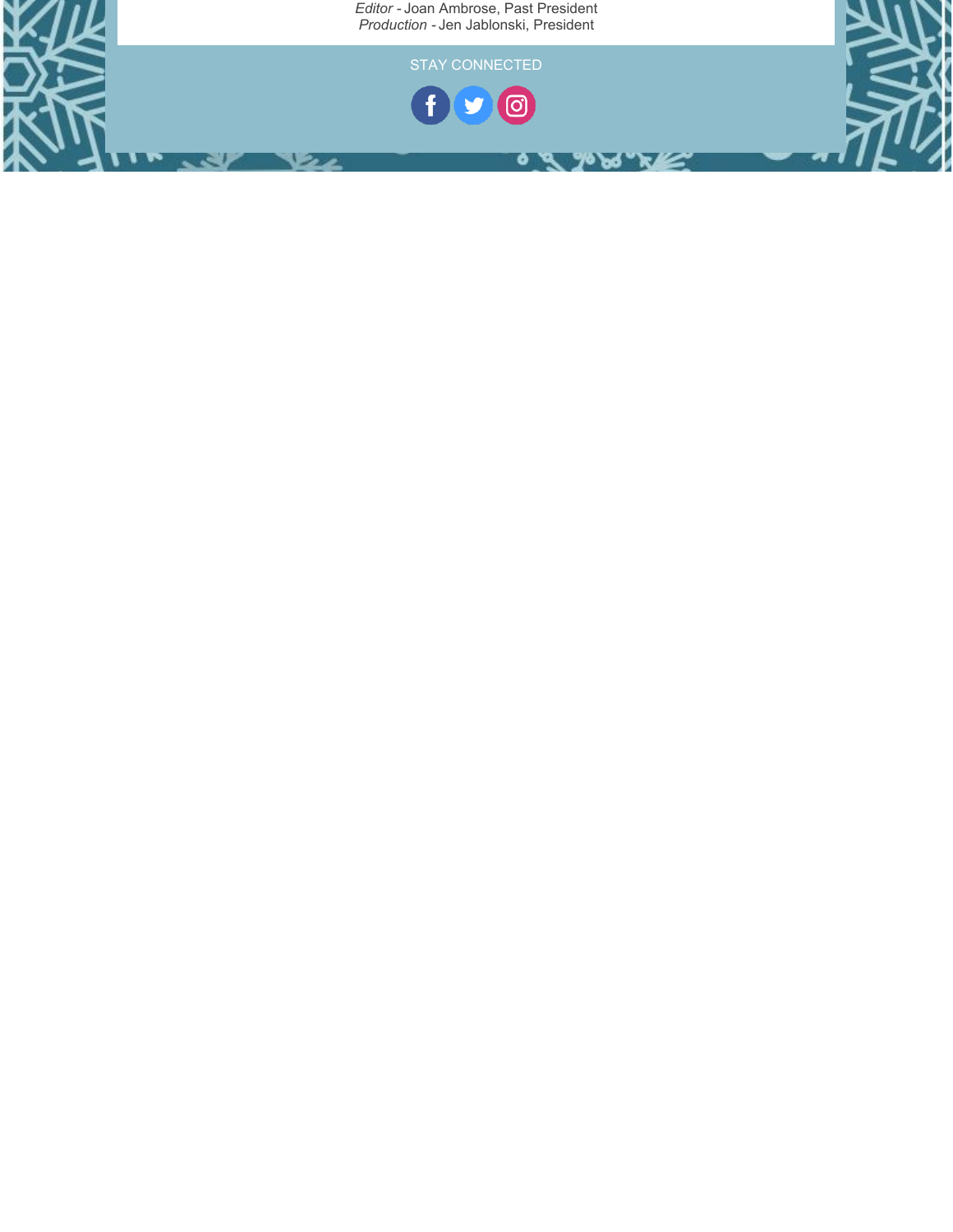*Editor* - Joan Ambrose, Past President
*Production* - Jen Jablonski, President

STAY CONNECTED